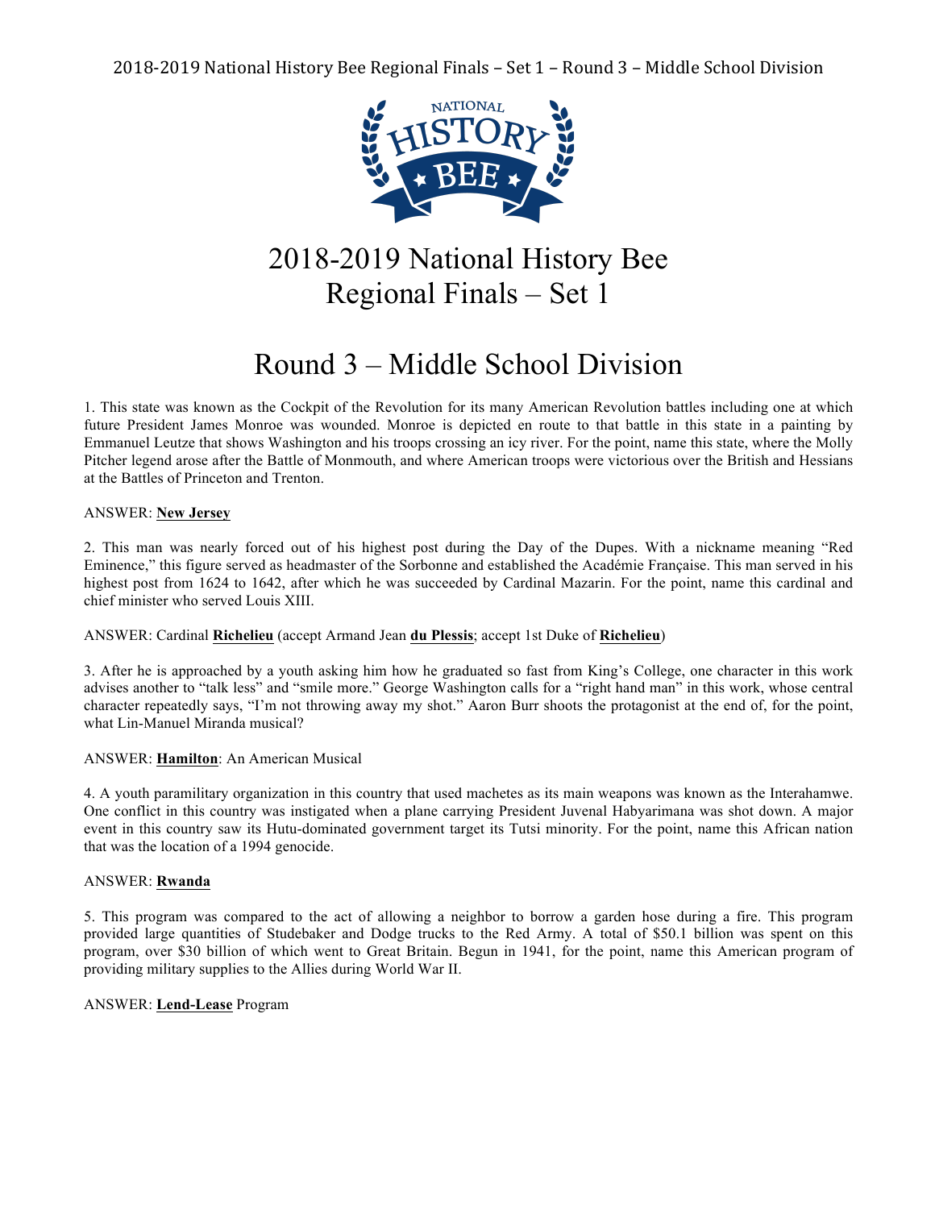# 2018-2019 National History Bee Regional Finals – Set 1

## Round 3 – Middle School Division

1. This state was known as the Cockpit of the Revolution for its many American Revolution battles including one at which future President James Monroe was wounded. Monroe is depicted en route to that battle in this state in a painting by Emmanuel Leutze that shows Washington and his troops crossing an icy river. For the point, name this state, where the Molly Pitcher legend arose after the Battle of Monmouth, and where American troops were victorious over the British and Hessians at the Battles of Princeton and Trenton.

ANSWER: **New Jersey**

2. This man was nearly forced out of his highest post during the Day of the Dupes. With a nickname meaning "Red Eminence," this figure served as headmaster of the Sorbonne and established the Académie Française. This man served in his highest post from 1624 to 1642, after which he was succeeded by Cardinal Mazarin. For the point, name this cardinal and chief minister who served Louis XIII.

ANSWER: Cardinal **Richelieu** (accept Armand Jean **du Plessis**; accept 1st Duke of **Richelieu**)

3. After he is approached by a youth asking him how he graduated so fast from King's College, one character in this work advises another to "talk less" and "smile more." George Washington calls for a "right hand man" in this work, whose central character repeatedly says, "I'm not throwing away my shot." Aaron Burr shoots the protagonist at the end of, for the point, what Lin-Manuel Miranda musical?

ANSWER: **Hamilton**: An American Musical

4. A youth paramilitary organization in this country that used machetes as its main weapons was known as the Interahamwe. One conflict in this country was instigated when a plane carrying President Juvenal Habyarimana was shot down. A major event in this country saw its Hutu-dominated government target its Tutsi minority. For the point, name this African nation that was the location of a 1994 genocide.

ANSWER: **Rwanda**

5. This program was compared to the act of allowing a neighbor to borrow a garden hose during a fire. This program provided large quantities of Studebaker and Dodge trucks to the Red Army. A total of $50.1 billion was spent on this program, over $30 billion of which went to Great Britain. Begun in 1941, for the point, name this American program of providing military supplies to the Allies during World War II.

ANSWER: **Lend-Lease** Program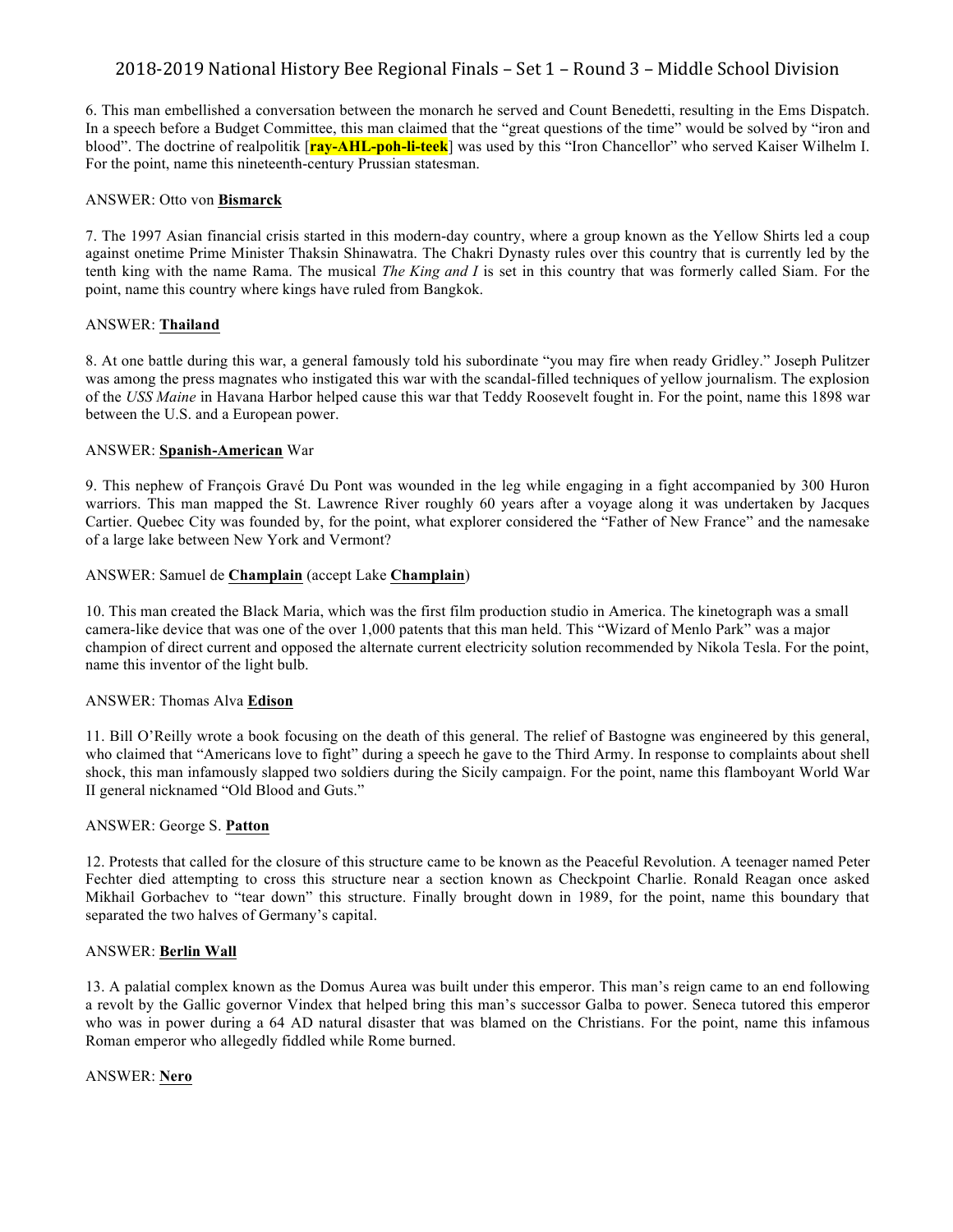6. This man embellished a conversation between the monarch he served and Count Benedetti, resulting in the Ems Dispatch. In a speech before a Budget Committee, this man claimed that the "great questions of the time" would be solved by "iron and blood". The doctrine of realpolitik [**ray-AHL-poh-li-teek**] was used by this "Iron Chancellor" who served Kaiser Wilhelm I. For the point, name this nineteenth-century Prussian statesman.

ANSWER: Otto von **Bismarck**

7. The 1997 Asian financial crisis started in this modern-day country, where a group known as the Yellow Shirts led a coup against onetime Prime Minister Thaksin Shinawatra. The Chakri Dynasty rules over this country that is currently led by the tenth king with the name Rama. The musical *The King and I* is set in this country that was formerly called Siam. For the point, name this country where kings have ruled from Bangkok.

ANSWER: **Thailand**

8. At one battle during this war, a general famously told his subordinate "you may fire when ready Gridley." Joseph Pulitzer was among the press magnates who instigated this war with the scandal-filled techniques of yellow journalism. The explosion of the *USS Maine* in Havana Harbor helped cause this war that Teddy Roosevelt fought in. For the point, name this 1898 war between the U.S. and a European power.

ANSWER: **Spanish-American** War

9. This nephew of François Gravé Du Pont was wounded in the leg while engaging in a fight accompanied by 300 Huron warriors. This man mapped the St. Lawrence River roughly 60 years after a voyage along it was undertaken by Jacques Cartier. Quebec City was founded by, for the point, what explorer considered the "Father of New France" and the namesake of a large lake between New York and Vermont?

ANSWER: Samuel de **Champlain** (accept Lake **Champlain**)

10. This man created the Black Maria, which was the first film production studio in America. The kinetograph was a small camera-like device that was one of the over 1,000 patents that this man held. This "Wizard of Menlo Park" was a major champion of direct current and opposed the alternate current electricity solution recommended by Nikola Tesla. For the point, name this inventor of the light bulb.

ANSWER: Thomas Alva **Edison**

11. Bill O'Reilly wrote a book focusing on the death of this general. The relief of Bastogne was engineered by this general, who claimed that "Americans love to fight" during a speech he gave to the Third Army. In response to complaints about shell shock, this man infamously slapped two soldiers during the Sicily campaign. For the point, name this flamboyant World War II general nicknamed "Old Blood and Guts."

ANSWER: George S. **Patton**

12. Protests that called for the closure of this structure came to be known as the Peaceful Revolution. A teenager named Peter Fechter died attempting to cross this structure near a section known as Checkpoint Charlie. Ronald Reagan once asked Mikhail Gorbachev to "tear down" this structure. Finally brought down in 1989, for the point, name this boundary that separated the two halves of Germany's capital.

ANSWER: **Berlin Wall**

13. A palatial complex known as the Domus Aurea was built under this emperor. This man's reign came to an end following a revolt by the Gallic governor Vindex that helped bring this man's successor Galba to power. Seneca tutored this emperor who was in power during a 64 AD natural disaster that was blamed on the Christians. For the point, name this infamous Roman emperor who allegedly fiddled while Rome burned.

ANSWER: **Nero**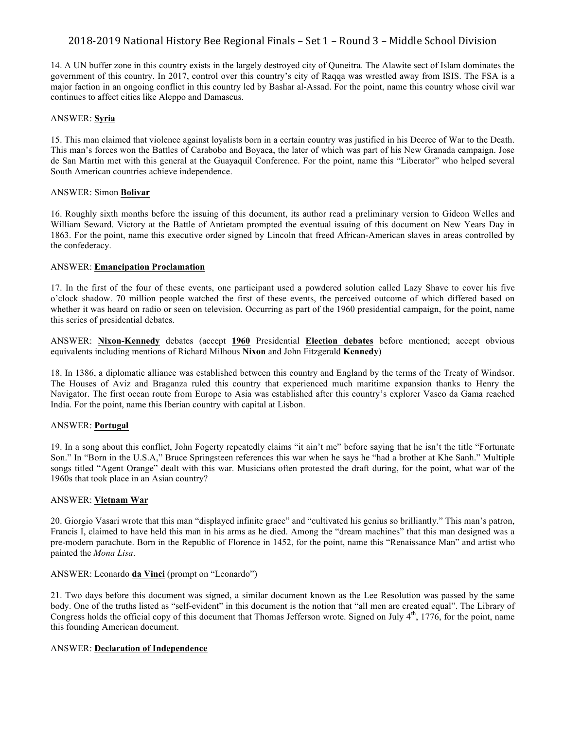14. A UN buffer zone in this country exists in the largely destroyed city of Quneitra. The Alawite sect of Islam dominates the government of this country. In 2017, control over this country's city of Raqqa was wrestled away from ISIS. The FSA is a major faction in an ongoing conflict in this country led by Bashar al-Assad. For the point, name this country whose civil war continues to affect cities like Aleppo and Damascus.

ANSWER: **Syria**

15. This man claimed that violence against loyalists born in a certain country was justified in his Decree of War to the Death. This man's forces won the Battles of Carabobo and Boyaca, the later of which was part of his New Granada campaign. Jose de San Martin met with this general at the Guayaquil Conference. For the point, name this "Liberator" who helped several South American countries achieve independence.

ANSWER: Simon **Bolivar**

16. Roughly sixth months before the issuing of this document, its author read a preliminary version to Gideon Welles and William Seward. Victory at the Battle of Antietam prompted the eventual issuing of this document on New Years Day in 1863. For the point, name this executive order signed by Lincoln that freed African-American slaves in areas controlled by the confederacy.

ANSWER: **Emancipation Proclamation**

17. In the first of the four of these events, one participant used a powdered solution called Lazy Shave to cover his five o'clock shadow. 70 million people watched the first of these events, the perceived outcome of which differed based on whether it was heard on radio or seen on television. Occurring as part of the 1960 presidential campaign, for the point, name this series of presidential debates.

ANSWER: **Nixon-Kennedy** debates (accept **1960** Presidential **Election debates** before mentioned; accept obvious equivalents including mentions of Richard Milhous **Nixon** and John Fitzgerald **Kennedy**)

18. In 1386, a diplomatic alliance was established between this country and England by the terms of the Treaty of Windsor. The Houses of Aviz and Braganza ruled this country that experienced much maritime expansion thanks to Henry the Navigator. The first ocean route from Europe to Asia was established after this country's explorer Vasco da Gama reached India. For the point, name this Iberian country with capital at Lisbon.

ANSWER: **Portugal**

19. In a song about this conflict, John Fogerty repeatedly claims "it ain't me" before saying that he isn't the title "Fortunate Son." In "Born in the U.S.A," Bruce Springsteen references this war when he says he "had a brother at Khe Sanh." Multiple songs titled "Agent Orange" dealt with this war. Musicians often protested the draft during, for the point, what war of the 1960s that took place in an Asian country?

ANSWER: **Vietnam War**

20. Giorgio Vasari wrote that this man "displayed infinite grace" and "cultivated his genius so brilliantly." This man's patron, Francis I, claimed to have held this man in his arms as he died. Among the "dream machines" that this man designed was a pre-modern parachute. Born in the Republic of Florence in 1452, for the point, name this "Renaissance Man" and artist who painted the *Mona Lisa*.

ANSWER: Leonardo **da Vinci** (prompt on "Leonardo")

21. Two days before this document was signed, a similar document known as the Lee Resolution was passed by the same body. One of the truths listed as "self-evident" in this document is the notion that "all men are created equal". The Library of Congress holds the official copy of this document that Thomas Jefferson wrote. Signed on July 4th, 1776, for the point, name this founding American document.

ANSWER: **Declaration of Independence**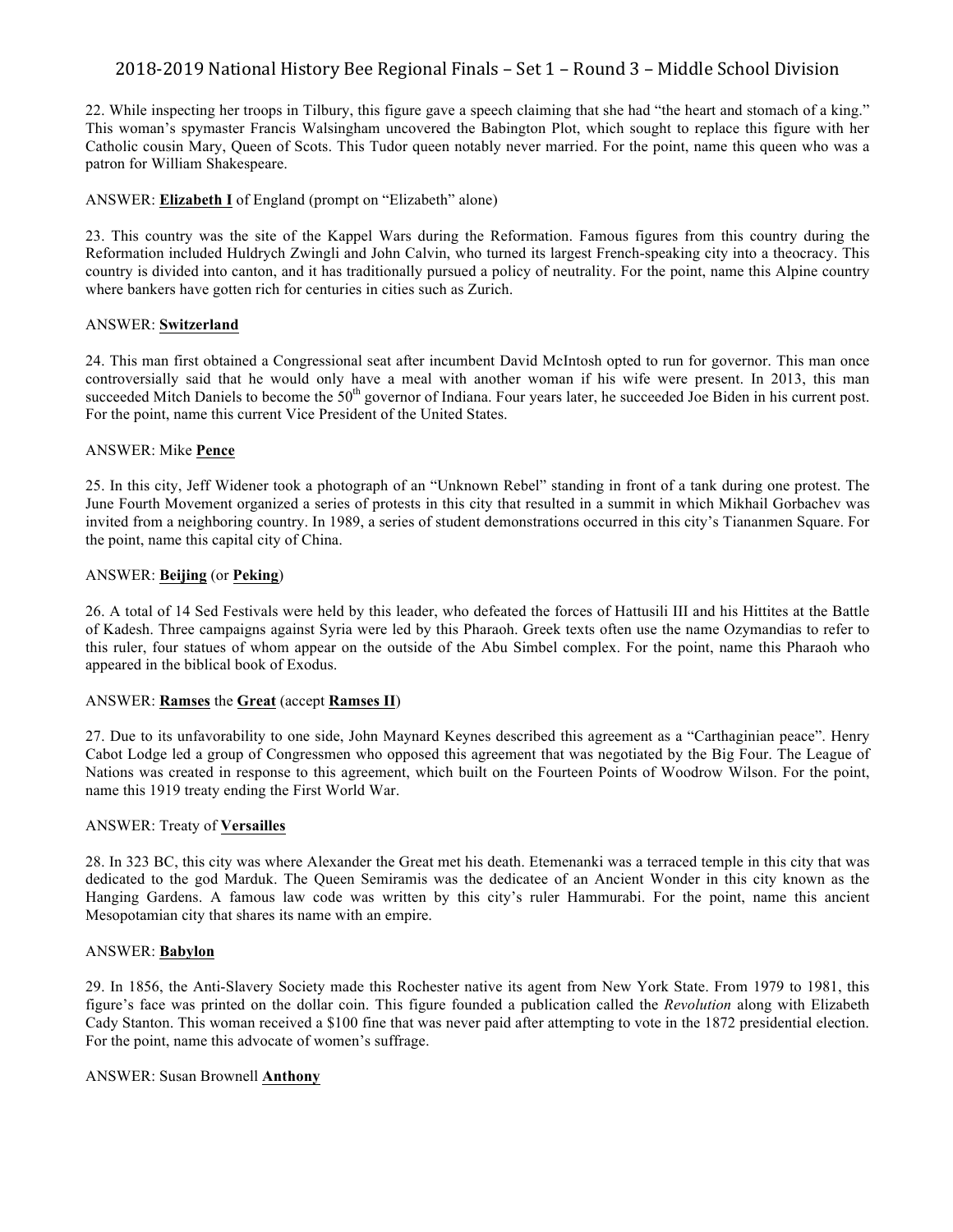22. While inspecting her troops in Tilbury, this figure gave a speech claiming that she had "the heart and stomach of a king." This woman's spymaster Francis Walsingham uncovered the Babington Plot, which sought to replace this figure with her Catholic cousin Mary, Queen of Scots. This Tudor queen notably never married. For the point, name this queen who was a patron for William Shakespeare.

ANSWER: **Elizabeth I** of England (prompt on "Elizabeth" alone)

23. This country was the site of the Kappel Wars during the Reformation. Famous figures from this country during the Reformation included Huldrych Zwingli and John Calvin, who turned its largest French-speaking city into a theocracy. This country is divided into canton, and it has traditionally pursued a policy of neutrality. For the point, name this Alpine country where bankers have gotten rich for centuries in cities such as Zurich.

ANSWER: **Switzerland**

24. This man first obtained a Congressional seat after incumbent David McIntosh opted to run for governor. This man once controversially said that he would only have a meal with another woman if his wife were present. In 2013, this man succeeded Mitch Daniels to become the 50th governor of Indiana. Four years later, he succeeded Joe Biden in his current post. For the point, name this current Vice President of the United States.

ANSWER: Mike **Pence**

25. In this city, Jeff Widener took a photograph of an "Unknown Rebel" standing in front of a tank during one protest. The June Fourth Movement organized a series of protests in this city that resulted in a summit in which Mikhail Gorbachev was invited from a neighboring country. In 1989, a series of student demonstrations occurred in this city's Tiananmen Square. For the point, name this capital city of China.

ANSWER: **Beijing** (or **Peking**)

26. A total of 14 Sed Festivals were held by this leader, who defeated the forces of Hattusili III and his Hittites at the Battle of Kadesh. Three campaigns against Syria were led by this Pharaoh. Greek texts often use the name Ozymandias to refer to this ruler, four statues of whom appear on the outside of the Abu Simbel complex. For the point, name this Pharaoh who appeared in the biblical book of Exodus.

ANSWER: **Ramses** the **Great** (accept **Ramses II**)

27. Due to its unfavorability to one side, John Maynard Keynes described this agreement as a "Carthaginian peace". Henry Cabot Lodge led a group of Congressmen who opposed this agreement that was negotiated by the Big Four. The League of Nations was created in response to this agreement, which built on the Fourteen Points of Woodrow Wilson. For the point, name this 1919 treaty ending the First World War.

ANSWER: Treaty of **Versailles**

28. In 323 BC, this city was where Alexander the Great met his death. Etemenanki was a terraced temple in this city that was dedicated to the god Marduk. The Queen Semiramis was the dedicatee of an Ancient Wonder in this city known as the Hanging Gardens. A famous law code was written by this city's ruler Hammurabi. For the point, name this ancient Mesopotamian city that shares its name with an empire.

ANSWER: **Babylon**

29. In 1856, the Anti-Slavery Society made this Rochester native its agent from New York State. From 1979 to 1981, this figure's face was printed on the dollar coin. This figure founded a publication called the *Revolution* along with Elizabeth Cady Stanton. This woman received a $100 fine that was never paid after attempting to vote in the 1872 presidential election. For the point, name this advocate of women's suffrage.

ANSWER: Susan Brownell **Anthony**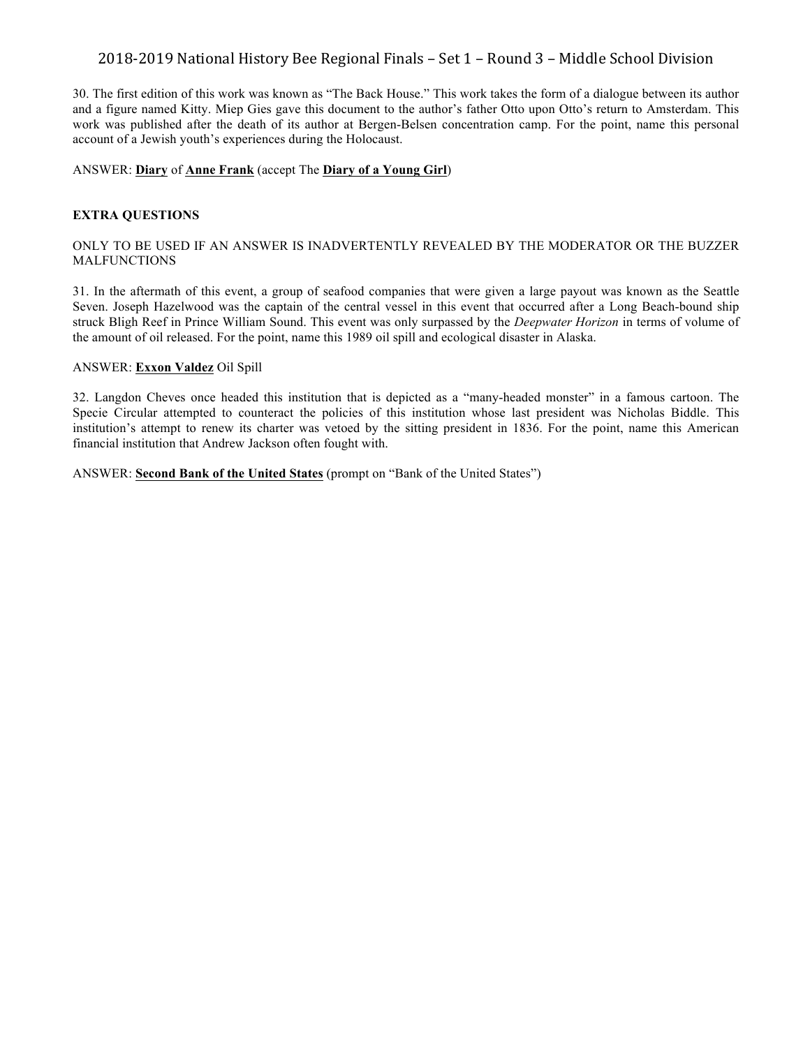30. The first edition of this work was known as "The Back House." This work takes the form of a dialogue between its author and a figure named Kitty. Miep Gies gave this document to the author's father Otto upon Otto's return to Amsterdam. This work was published after the death of its author at Bergen-Belsen concentration camp. For the point, name this personal account of a Jewish youth's experiences during the Holocaust.

ANSWER: **Diary** of **Anne Frank** (accept The **Diary of a Young Girl**)

**EXTRA QUESTIONS**

ONLY TO BE USED IF AN ANSWER IS INADVERTENTLY REVEALED BY THE MODERATOR OR THE BUZZER MALFUNCTIONS

31. In the aftermath of this event, a group of seafood companies that were given a large payout was known as the Seattle Seven. Joseph Hazelwood was the captain of the central vessel in this event that occurred after a Long Beach-bound ship struck Bligh Reef in Prince William Sound. This event was only surpassed by the *Deepwater Horizon* in terms of volume of the amount of oil released. For the point, name this 1989 oil spill and ecological disaster in Alaska.

ANSWER: **Exxon Valdez** Oil Spill

32. Langdon Cheves once headed this institution that is depicted as a "many-headed monster" in a famous cartoon. The Specie Circular attempted to counteract the policies of this institution whose last president was Nicholas Biddle. This institution's attempt to renew its charter was vetoed by the sitting president in 1836. For the point, name this American financial institution that Andrew Jackson often fought with.

ANSWER: **Second Bank of the United States** (prompt on "Bank of the United States")